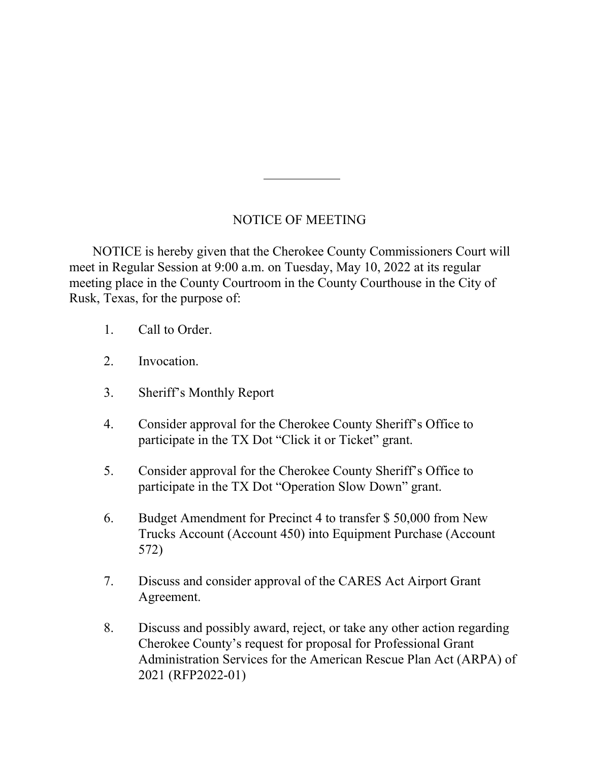# NOTICE OF MEETING

NOTICE is hereby given that the Cherokee County Commissioners Court will meet in Regular Session at 9:00 a.m. on Tuesday, May 10, 2022 at its regular meeting place in the County Courtroom in the County Courthouse in the City of Rusk, Texas, for the purpose of:

1. Call to Order.

2. Invocation.

3. Sheriff's Monthly Report

4. Consider approval for the Cherokee County Sheriff's Office to participate in the TX Dot "Click it or Ticket" grant.

5. Consider approval for the Cherokee County Sheriff's Office to participate in the TX Dot "Operation Slow Down" grant.

6. Budget Amendment for Precinct 4 to transfer $ 50,000 from New Trucks Account (Account 450) into Equipment Purchase (Account 572)

7. Discuss and consider approval of the CARES Act Airport Grant Agreement.

8. Discuss and possibly award, reject, or take any other action regarding Cherokee County's request for proposal for Professional Grant Administration Services for the American Rescue Plan Act (ARPA) of 2021 (RFP2022-01)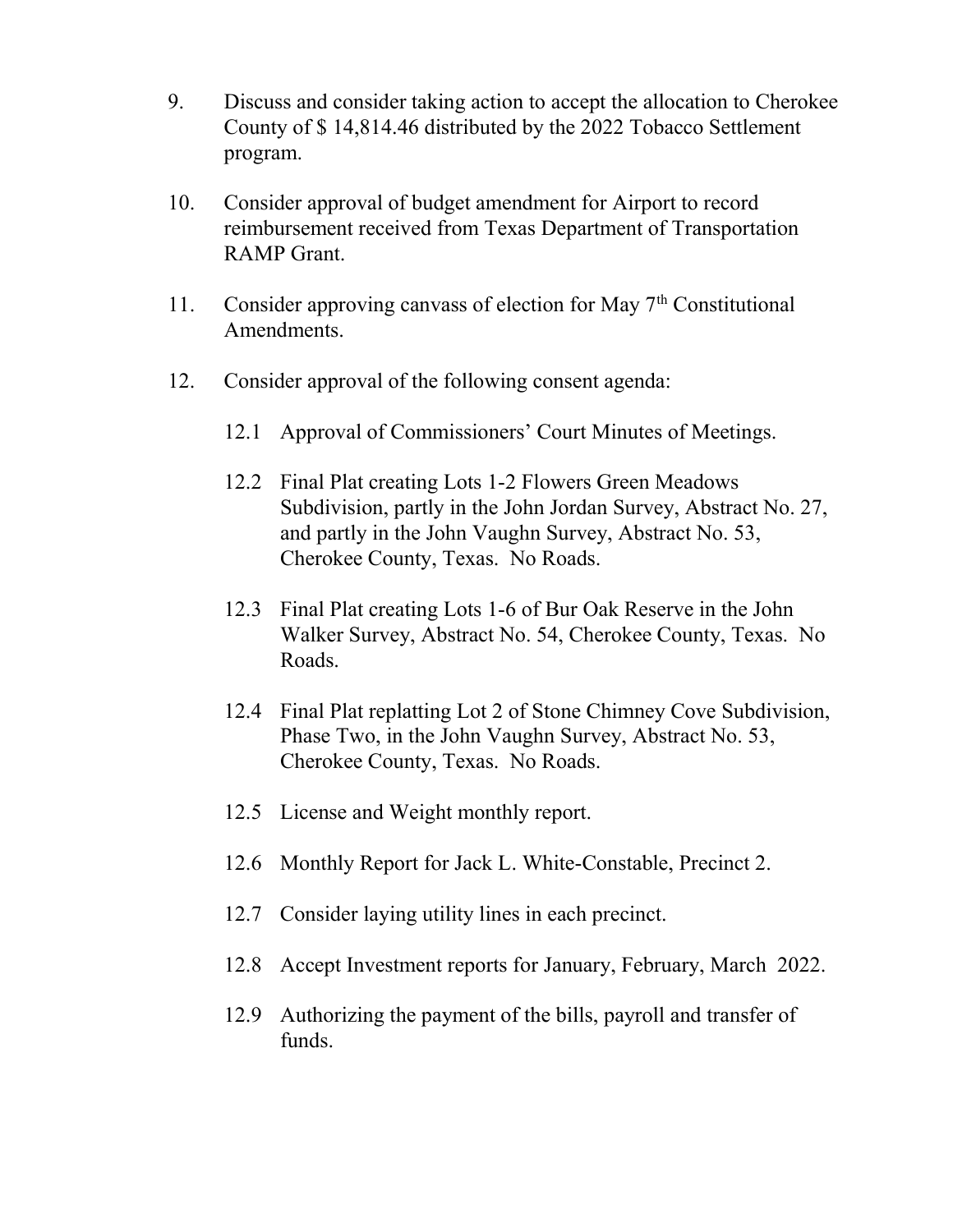9. Discuss and consider taking action to accept the allocation to Cherokee County of $ 14,814.46 distributed by the 2022 Tobacco Settlement program.

10. Consider approval of budget amendment for Airport to record reimbursement received from Texas Department of Transportation RAMP Grant.

11. Consider approving canvass of election for May 7th Constitutional Amendments.

12. Consider approval of the following consent agenda:

    12.1 Approval of Commissioners' Court Minutes of Meetings.

    12.2 Final Plat creating Lots 1-2 Flowers Green Meadows Subdivision, partly in the John Jordan Survey, Abstract No. 27, and partly in the John Vaughn Survey, Abstract No. 53, Cherokee County, Texas. No Roads.

    12.3 Final Plat creating Lots 1-6 of Bur Oak Reserve in the John Walker Survey, Abstract No. 54, Cherokee County, Texas. No Roads.

    12.4 Final Plat replatting Lot 2 of Stone Chimney Cove Subdivision, Phase Two, in the John Vaughn Survey, Abstract No. 53, Cherokee County, Texas. No Roads.

    12.5 License and Weight monthly report.

    12.6 Monthly Report for Jack L. White-Constable, Precinct 2.

    12.7 Consider laying utility lines in each precinct.

    12.8 Accept Investment reports for January, February, March 2022.

    12.9 Authorizing the payment of the bills, payroll and transfer of funds.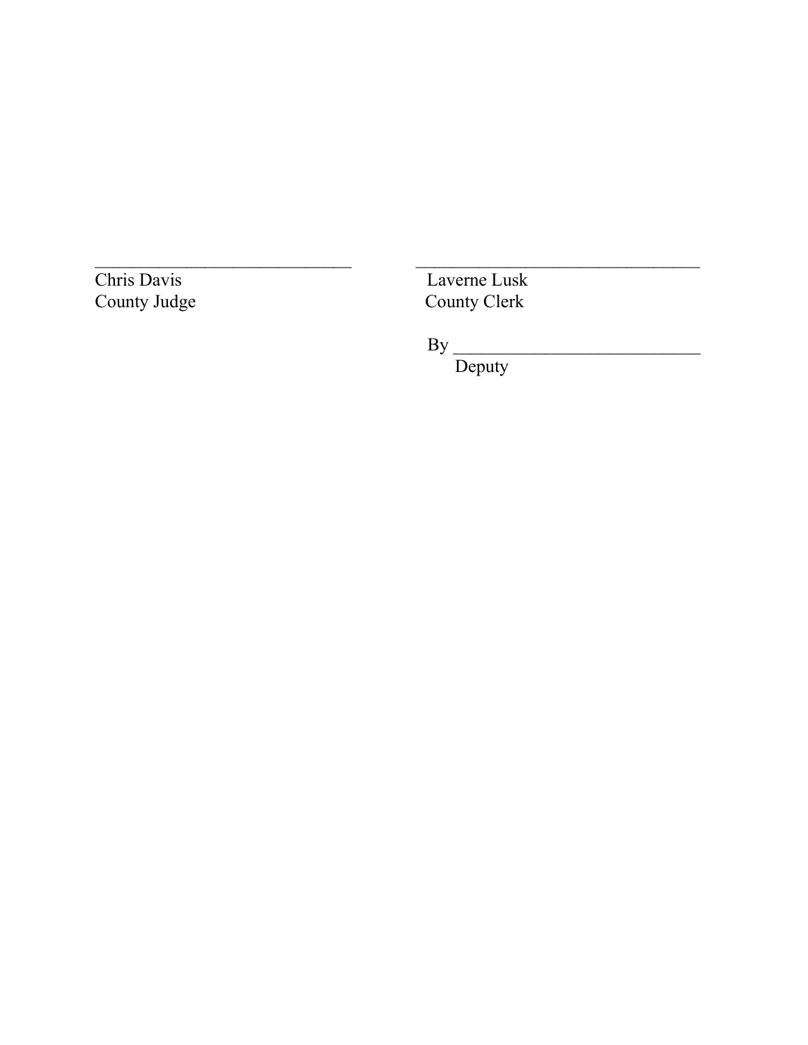| | |
|---|---|
| _______________________________ | ___________________________________ |
| Chris Davis | Laverne Lusk |
| County Judge | County Clerk |
| | By ____________________________ |
| | Deputy |